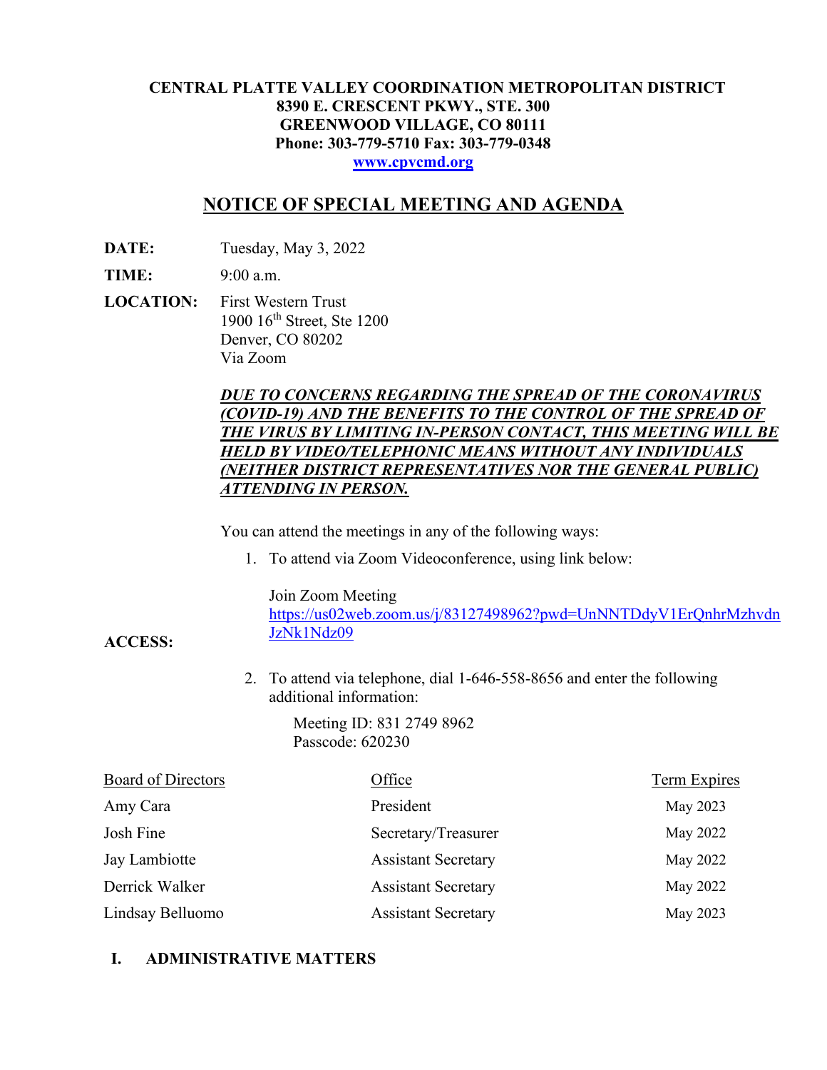**CENTRAL PLATTE VALLEY COORDINATION METROPOLITAN DISTRICT**
**8390 E. CRESCENT PKWY., STE. 300**
**GREENWOOD VILLAGE, CO 80111**
**Phone: 303-779-5710 Fax: 303-779-0348**
**[www.cpvcmd.org](http://www.cpvcmd.org)**

## NOTICE OF SPECIAL MEETING AND AGENDA

**DATE:** Tuesday, May 3, 2022

**TIME:** 9:00 a.m.

**LOCATION:** First Western Trust
1900 16th Street, Ste 1200
Denver, CO 80202
Via Zoom

***DUE TO CONCERNS REGARDING THE SPREAD OF THE CORONAVIRUS (COVID-19) AND THE BENEFITS TO THE CONTROL OF THE SPREAD OF THE VIRUS BY LIMITING IN-PERSON CONTACT, THIS MEETING WILL BE HELD BY VIDEO/TELEPHONIC MEANS WITHOUT ANY INDIVIDUALS (NEITHER DISTRICT REPRESENTATIVES NOR THE GENERAL PUBLIC) ATTENDING IN PERSON.***

**ACCESS:**

You can attend the meetings in any of the following ways:

1. To attend via Zoom Videoconference, using link below:

   Join Zoom Meeting
   https://us02web.zoom.us/j/83127498962?pwd=UnNNTDdyV1ErQnhrMzhvdnJzNk1Ndz09

2. To attend via telephone, dial 1-646-558-8656 and enter the following additional information:

   Meeting ID: 831 2749 8962
   Passcode: 620230

| Board of Directors | Office | Term Expires |
|---|---|---|
| Amy Cara | President | May 2023 |
| Josh Fine | Secretary/Treasurer | May 2022 |
| Jay Lambiotte | Assistant Secretary | May 2022 |
| Derrick Walker | Assistant Secretary | May 2022 |
| Lindsay Belluomo | Assistant Secretary | May 2023 |

**I. ADMINISTRATIVE MATTERS**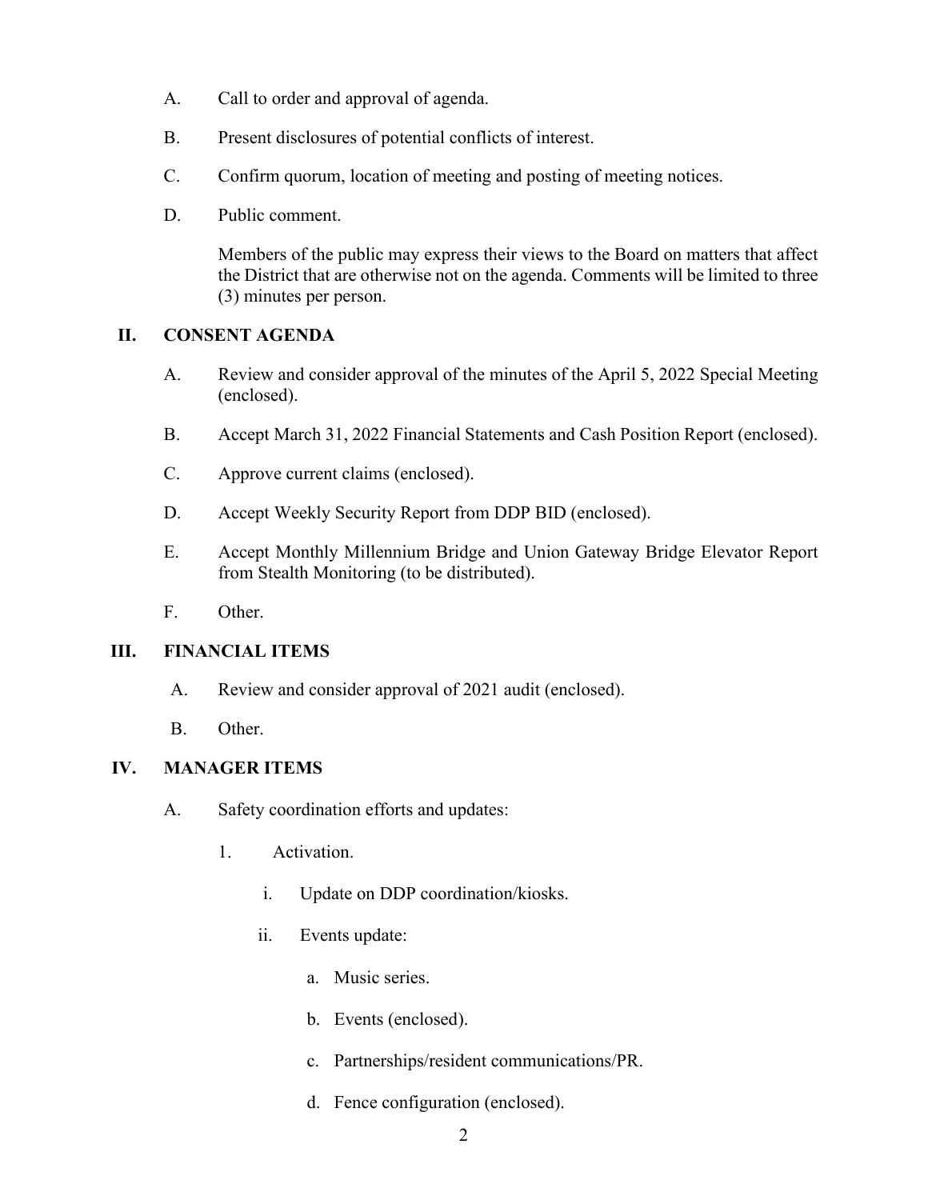A. Call to order and approval of agenda.

B. Present disclosures of potential conflicts of interest.

C. Confirm quorum, location of meeting and posting of meeting notices.

D. Public comment.

   Members of the public may express their views to the Board on matters that affect the District that are otherwise not on the agenda. Comments will be limited to three (3) minutes per person.

## II. CONSENT AGENDA

A. Review and consider approval of the minutes of the April 5, 2022 Special Meeting (enclosed).

B. Accept March 31, 2022 Financial Statements and Cash Position Report (enclosed).

C. Approve current claims (enclosed).

D. Accept Weekly Security Report from DDP BID (enclosed).

E. Accept Monthly Millennium Bridge and Union Gateway Bridge Elevator Report from Stealth Monitoring (to be distributed).

F. Other.

## III. FINANCIAL ITEMS

A. Review and consider approval of 2021 audit (enclosed).

B. Other.

## IV. MANAGER ITEMS

A. Safety coordination efforts and updates:

   1. Activation.

      i. Update on DDP coordination/kiosks.

      ii. Events update:

         a. Music series.

         b. Events (enclosed).

         c. Partnerships/resident communications/PR.

         d. Fence configuration (enclosed).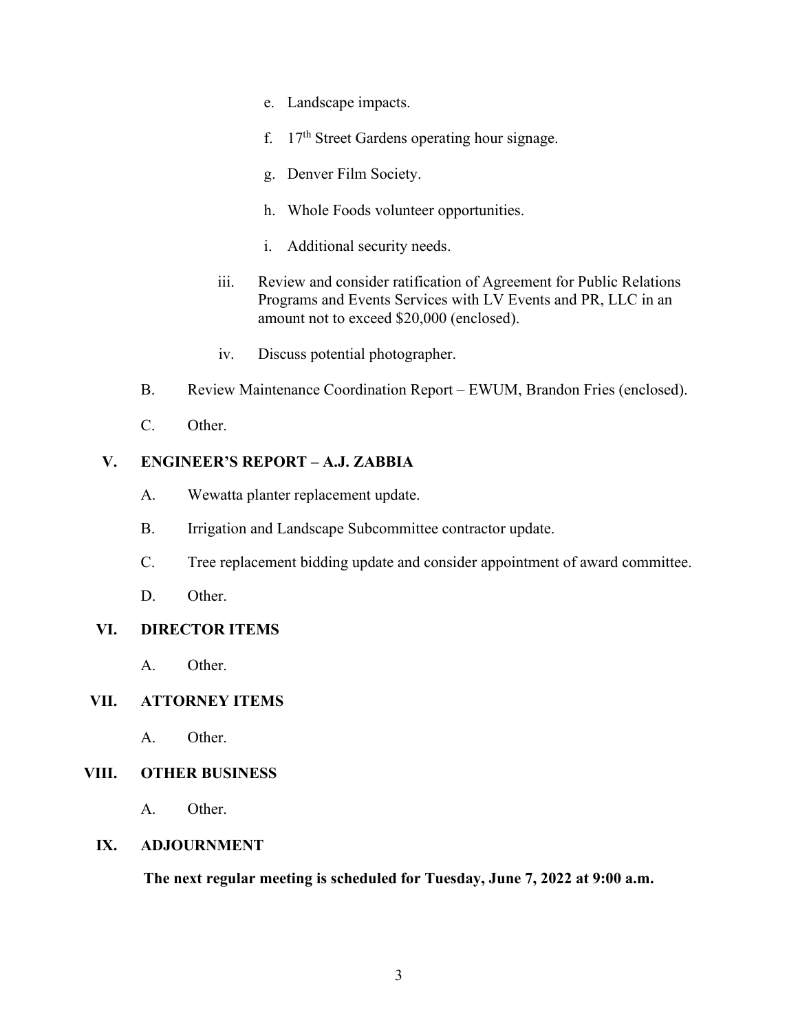e. Landscape impacts.

f. 17th Street Gardens operating hour signage.

g. Denver Film Society.

h. Whole Foods volunteer opportunities.

i. Additional security needs.

iii. Review and consider ratification of Agreement for Public Relations Programs and Events Services with LV Events and PR, LLC in an amount not to exceed $20,000 (enclosed).

iv. Discuss potential photographer.

B. Review Maintenance Coordination Report – EWUM, Brandon Fries (enclosed).

C. Other.

**V. ENGINEER'S REPORT – A.J. ZABBIA**

A. Wewatta planter replacement update.

B. Irrigation and Landscape Subcommittee contractor update.

C. Tree replacement bidding update and consider appointment of award committee.

D. Other.

**VI. DIRECTOR ITEMS**

A. Other.

**VII. ATTORNEY ITEMS**

A. Other.

**VIII. OTHER BUSINESS**

A. Other.

**IX. ADJOURNMENT**

**The next regular meeting is scheduled for Tuesday, June 7, 2022 at 9:00 a.m.**